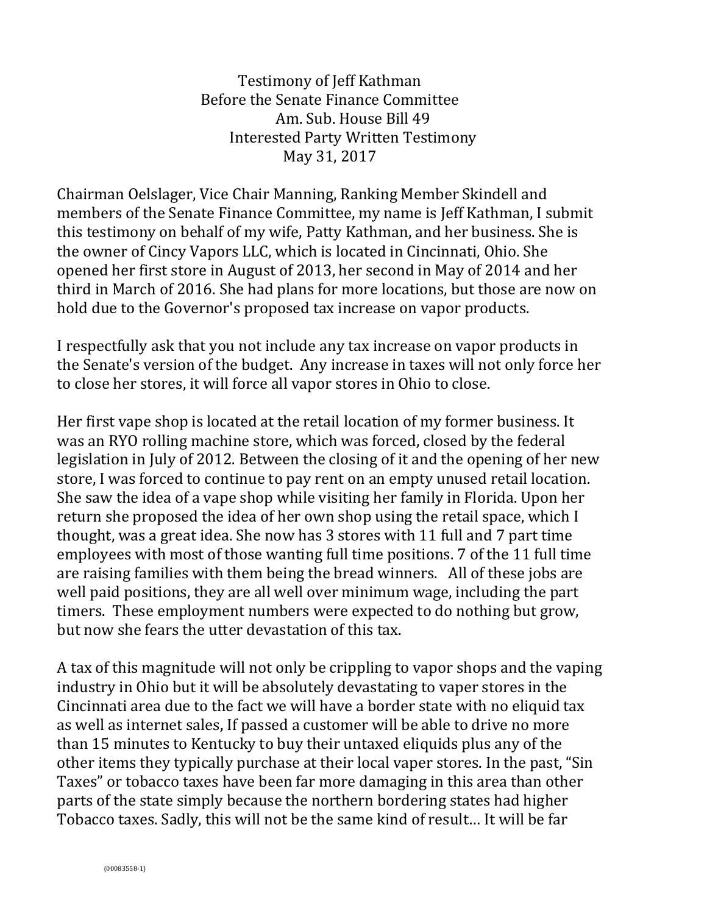Testimony of Jeff Kathman
Before the Senate Finance Committee
Am. Sub. House Bill 49
Interested Party Written Testimony
May 31, 2017

Chairman Oelslager, Vice Chair Manning, Ranking Member Skindell and members of the Senate Finance Committee, my name is Jeff Kathman, I submit this testimony on behalf of my wife, Patty Kathman, and her business. She is the owner of Cincy Vapors LLC, which is located in Cincinnati, Ohio. She opened her first store in August of 2013, her second in May of 2014 and her third in March of 2016. She had plans for more locations, but those are now on hold due to the Governor's proposed tax increase on vapor products.

I respectfully ask that you not include any tax increase on vapor products in the Senate's version of the budget. Any increase in taxes will not only force her to close her stores, it will force all vapor stores in Ohio to close.

Her first vape shop is located at the retail location of my former business. It was an RYO rolling machine store, which was forced, closed by the federal legislation in July of 2012. Between the closing of it and the opening of her new store, I was forced to continue to pay rent on an empty unused retail location. She saw the idea of a vape shop while visiting her family in Florida. Upon her return she proposed the idea of her own shop using the retail space, which I thought, was a great idea. She now has 3 stores with 11 full and 7 part time employees with most of those wanting full time positions. 7 of the 11 full time are raising families with them being the bread winners. All of these jobs are well paid positions, they are all well over minimum wage, including the part timers. These employment numbers were expected to do nothing but grow, but now she fears the utter devastation of this tax.

A tax of this magnitude will not only be crippling to vapor shops and the vaping industry in Ohio but it will be absolutely devastating to vaper stores in the Cincinnati area due to the fact we will have a border state with no eliquid tax as well as internet sales, If passed a customer will be able to drive no more than 15 minutes to Kentucky to buy their untaxed eliquids plus any of the other items they typically purchase at their local vaper stores. In the past, "Sin Taxes" or tobacco taxes have been far more damaging in this area than other parts of the state simply because the northern bordering states had higher Tobacco taxes. Sadly, this will not be the same kind of result… It will be far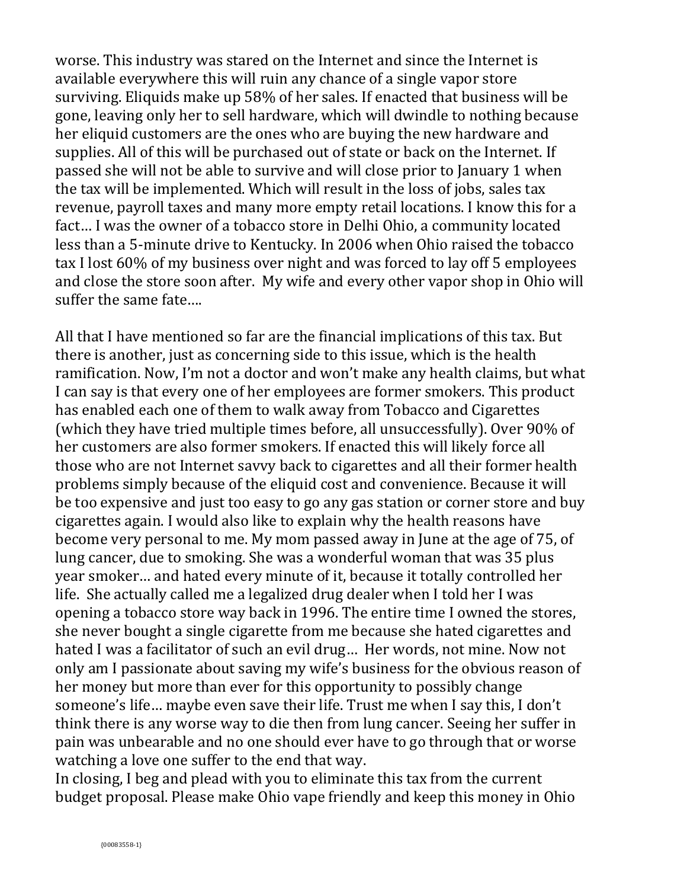worse. This industry was stared on the Internet and since the Internet is available everywhere this will ruin any chance of a single vapor store surviving. Eliquids make up 58% of her sales. If enacted that business will be gone, leaving only her to sell hardware, which will dwindle to nothing because her eliquid customers are the ones who are buying the new hardware and supplies. All of this will be purchased out of state or back on the Internet. If passed she will not be able to survive and will close prior to January 1 when the tax will be implemented. Which will result in the loss of jobs, sales tax revenue, payroll taxes and many more empty retail locations. I know this for a fact… I was the owner of a tobacco store in Delhi Ohio, a community located less than a 5-minute drive to Kentucky. In 2006 when Ohio raised the tobacco tax I lost 60% of my business over night and was forced to lay off 5 employees and close the store soon after. My wife and every other vapor shop in Ohio will suffer the same fate….

All that I have mentioned so far are the financial implications of this tax. But there is another, just as concerning side to this issue, which is the health ramification. Now, I'm not a doctor and won't make any health claims, but what I can say is that every one of her employees are former smokers. This product has enabled each one of them to walk away from Tobacco and Cigarettes (which they have tried multiple times before, all unsuccessfully). Over 90% of her customers are also former smokers. If enacted this will likely force all those who are not Internet savvy back to cigarettes and all their former health problems simply because of the eliquid cost and convenience. Because it will be too expensive and just too easy to go any gas station or corner store and buy cigarettes again. I would also like to explain why the health reasons have become very personal to me. My mom passed away in June at the age of 75, of lung cancer, due to smoking. She was a wonderful woman that was 35 plus year smoker… and hated every minute of it, because it totally controlled her life. She actually called me a legalized drug dealer when I told her I was opening a tobacco store way back in 1996. The entire time I owned the stores, she never bought a single cigarette from me because she hated cigarettes and hated I was a facilitator of such an evil drug… Her words, not mine. Now not only am I passionate about saving my wife's business for the obvious reason of her money but more than ever for this opportunity to possibly change someone's life… maybe even save their life. Trust me when I say this, I don't think there is any worse way to die then from lung cancer. Seeing her suffer in pain was unbearable and no one should ever have to go through that or worse watching a love one suffer to the end that way.

In closing, I beg and plead with you to eliminate this tax from the current budget proposal. Please make Ohio vape friendly and keep this money in Ohio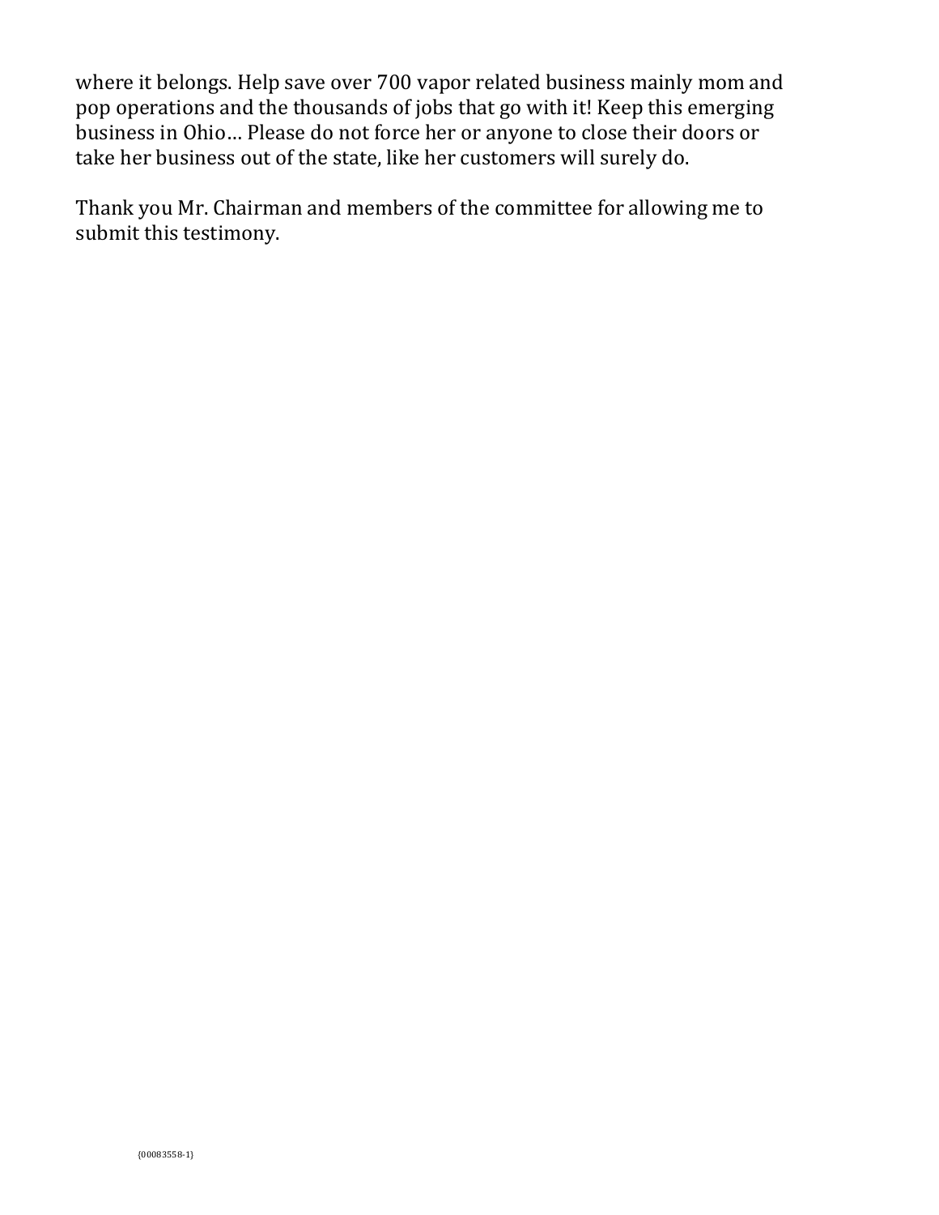where it belongs. Help save over 700 vapor related business mainly mom and pop operations and the thousands of jobs that go with it! Keep this emerging business in Ohio… Please do not force her or anyone to close their doors or take her business out of the state, like her customers will surely do.

Thank you Mr. Chairman and members of the committee for allowing me to submit this testimony.

{00083558-1}